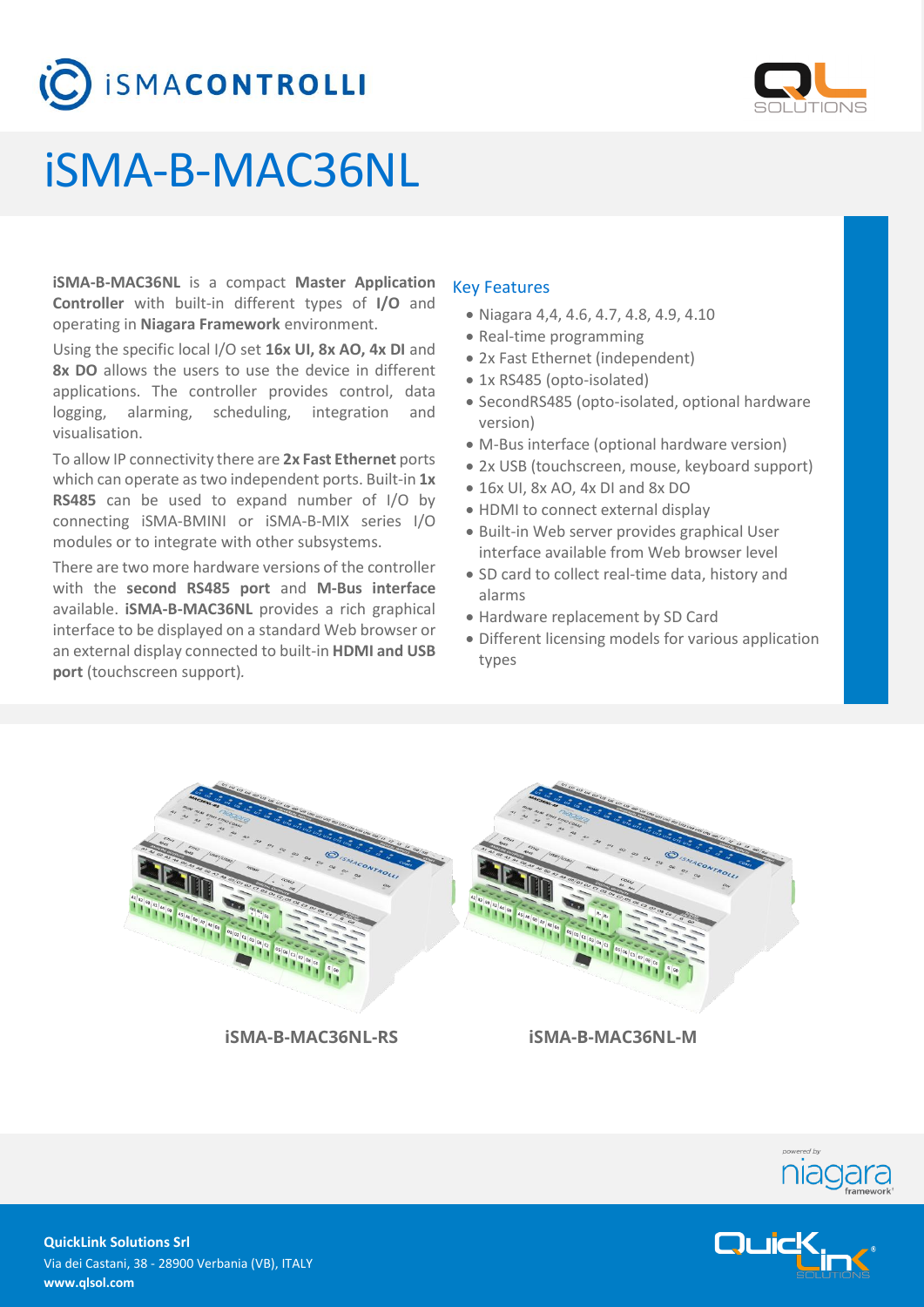# iSMA-B-MAC36NL

**iSMA-B-MAC36NL** is a compact **Master Application Controller** with built-in different types of **I/O** and operating in **Niagara Framework** environment.

Using the specific local I/O set **16x UI, 8x AO, 4x DI** and **8x DO** allows the users to use the device in different applications. The controller provides control, data logging, alarming, scheduling, integration and visualisation.

To allow IP connectivity there are **2x Fast Ethernet** ports which can operate as two independent ports. Built-in **1x RS485** can be used to expand number of I/O by connecting iSMA-BMINI or iSMA-B-MIX series I/O modules or to integrate with other subsystems.

There are two more hardware versions of the controller with the **second RS485 port** and **M-Bus interface** available. **iSMA-B-MAC36NL** provides a rich graphical interface to be displayed on a standard Web browser or an external display connected to built-in **HDMI and USB port** (touchscreen support).

## Key Features

- Niagara 4,4, 4.6, 4.7, 4.8, 4.9, 4.10
- Real-time programming
- 2x Fast Ethernet (independent)
- 1x RS485 (opto-isolated)
- SecondRS485 (opto-isolated, optional hardware version)
- M-Bus interface (optional hardware version)
- 2x USB (touchscreen, mouse, keyboard support)
- 16x UI, 8x AO, 4x DI and 8x DO
- HDMI to connect external display
- Built-in Web server provides graphical User interface available from Web browser level
- SD card to collect real-time data, history and alarms
- Hardware replacement by SD Card
- Different licensing models for various application types

**iSMA-B-MAC36NL-RS**

**iSMA-B-MAC36NL-M**

**QuickLink Solutions Srl**
Via dei Castani, 38 - 28900 Verbania (VB), ITALY
**www.qlsol.com**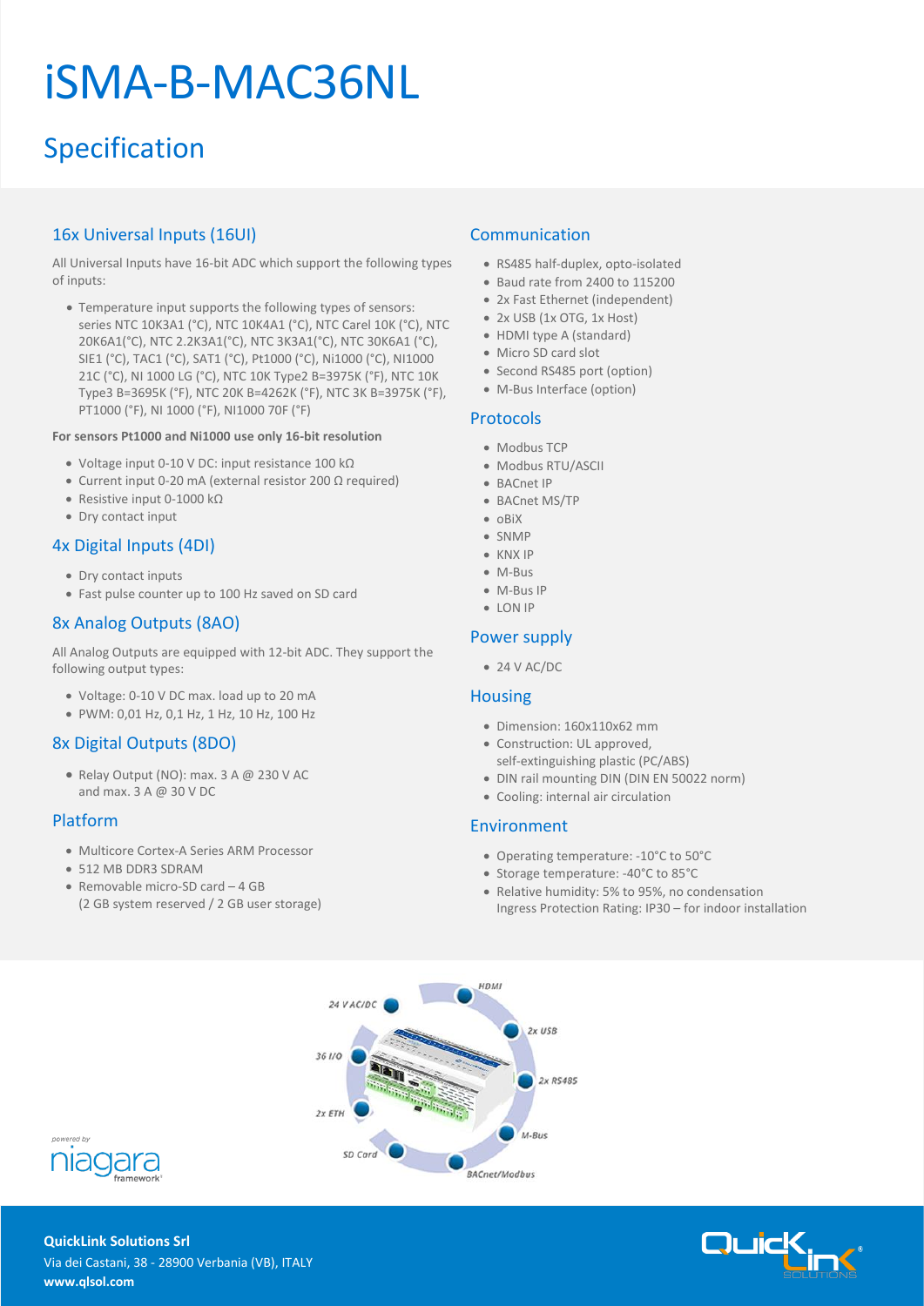# iSMA-B-MAC36NL

## Specification

### 16x Universal Inputs (16UI)

All Universal Inputs have 16-bit ADC which support the following types of inputs:

- Temperature input supports the following types of sensors: series NTC 10K3A1 (°C), NTC 10K4A1 (°C), NTC Carel 10K (°C), NTC 20K6A1(°C), NTC 2.2K3A1(°C), NTC 3K3A1(°C), NTC 30K6A1 (°C), SIE1 (°C), TAC1 (°C), SAT1 (°C), Pt1000 (°C), Ni1000 (°C), NI1000 21C (°C), NI 1000 LG (°C), NTC 10K Type2 B=3975K (°F), NTC 10K Type3 B=3695K (°F), NTC 20K B=4262K (°F), NTC 3K B=3975K (°F), PT1000 (°F), NI 1000 (°F), NI1000 70F (°F)

**For sensors Pt1000 and Ni1000 use only 16-bit resolution**

- Voltage input 0-10 V DC: input resistance 100 kΩ
- Current input 0-20 mA (external resistor 200 Ω required)
- Resistive input 0-1000 kΩ
- Dry contact input

### 4x Digital Inputs (4DI)

- Dry contact inputs
- Fast pulse counter up to 100 Hz saved on SD card

### 8x Analog Outputs (8AO)

All Analog Outputs are equipped with 12-bit ADC. They support the following output types:

- Voltage: 0-10 V DC max. load up to 20 mA
- PWM: 0,01 Hz, 0,1 Hz, 1 Hz, 10 Hz, 100 Hz

### 8x Digital Outputs (8DO)

- Relay Output (NO): max. 3 A @ 230 V AC and max. 3 A @ 30 V DC

### Platform

- Multicore Cortex-A Series ARM Processor
- 512 MB DDR3 SDRAM
- Removable micro-SD card – 4 GB (2 GB system reserved / 2 GB user storage)

### Communication

- RS485 half-duplex, opto-isolated
- Baud rate from 2400 to 115200
- 2x Fast Ethernet (independent)
- 2x USB (1x OTG, 1x Host)
- HDMI type A (standard)
- Micro SD card slot
- Second RS485 port (option)
- M-Bus Interface (option)

### Protocols

- Modbus TCP
- Modbus RTU/ASCII
- BACnet IP
- BACnet MS/TP
- oBiX
- SNMP
- KNX IP
- M-Bus
- M-Bus IP
- LON IP

### Power supply

- 24 V AC/DC

### Housing

- Dimension: 160x110x62 mm
- Construction: UL approved, self-extinguishing plastic (PC/ABS)
- DIN rail mounting DIN (DIN EN 50022 norm)
- Cooling: internal air circulation

### Environment

- Operating temperature: -10°C to 50°C
- Storage temperature: -40°C to 85°C
- Relative humidity: 5% to 95%, no condensation
  Ingress Protection Rating: IP30 – for indoor installation

HDMI
2x USB
2x RS485
M-Bus
BACnet/Modbus
SD Card
2x ETH
36 I/O
24 V AC/DC

powered by niagara framework

**QuickLink Solutions Srl**
Via dei Castani, 38 - 28900 Verbania (VB), ITALY
**www.qlsol.com**